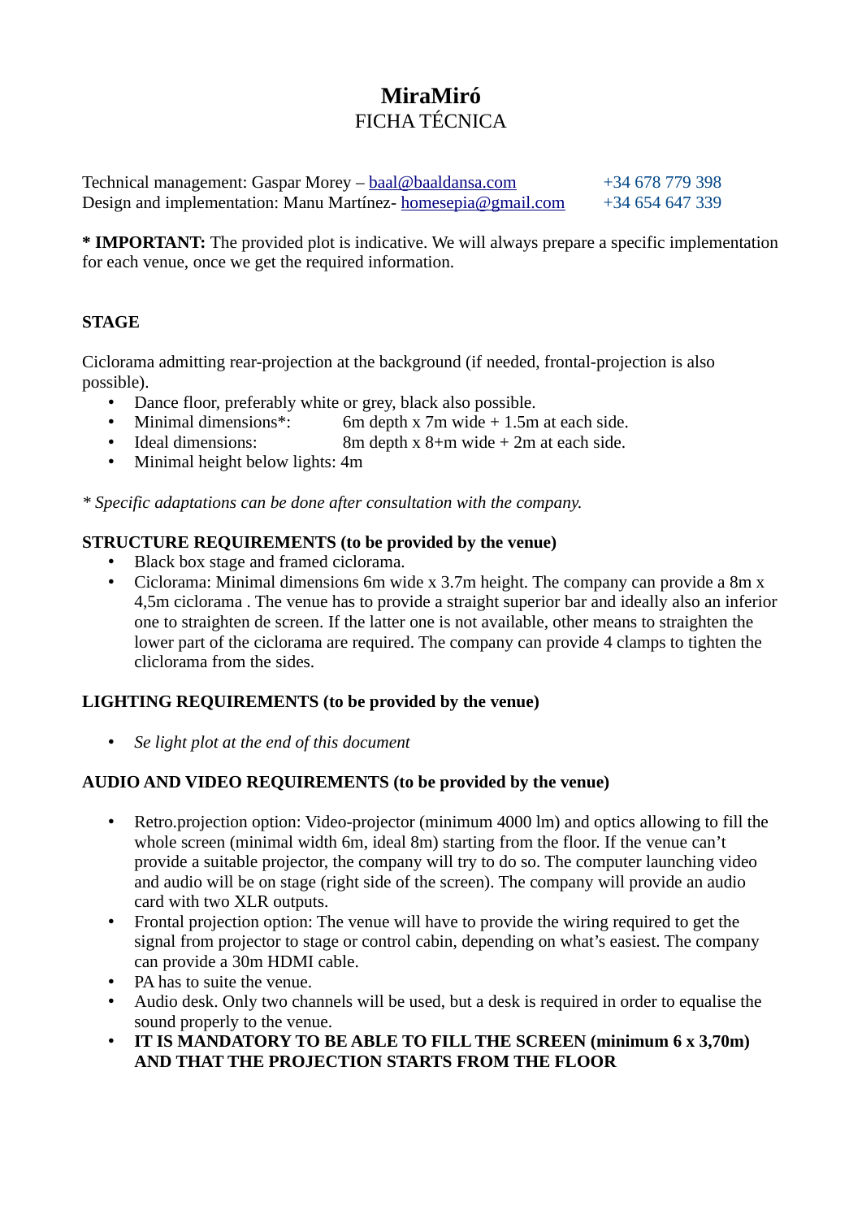# MiraMiró

FICHA TÉCNICA

Technical management: Gaspar Morey – baal@baaldansa.com +34 678 779 398
Design and implementation: Manu Martínez- homesepia@gmail.com +34 654 647 339

**\* IMPORTANT:** The provided plot is indicative. We will always prepare a specific implementation for each venue, once we get the required information.

## STAGE

Ciclorama admitting rear-projection at the background (if needed, frontal-projection is also possible).

- Dance floor, preferably white or grey, black also possible.
- Minimal dimensions*: 6m depth x 7m wide + 1.5m at each side.
- Ideal dimensions: 8m depth x 8+m wide + 2m at each side.
- Minimal height below lights: 4m

*\* Specific adaptations can be done after consultation with the company.*

## STRUCTURE REQUIREMENTS (to be provided by the venue)

- Black box stage and framed ciclorama.
- Ciclorama: Minimal dimensions 6m wide x 3.7m height. The company can provide a 8m x 4,5m ciclorama . The venue has to provide a straight superior bar and ideally also an inferior one to straighten de screen. If the latter one is not available, other means to straighten the lower part of the ciclorama are required. The company can provide 4 clamps to tighten the cliclorama from the sides.

## LIGHTING REQUIREMENTS (to be provided by the venue)

- *Se light plot at the end of this document*

## AUDIO AND VIDEO REQUIREMENTS (to be provided by the venue)

- Retro.projection option: Video-projector (minimum 4000 lm) and optics allowing to fill the whole screen (minimal width 6m, ideal 8m) starting from the floor. If the venue can't provide a suitable projector, the company will try to do so. The computer launching video and audio will be on stage (right side of the screen). The company will provide an audio card with two XLR outputs.
- Frontal projection option: The venue will have to provide the wiring required to get the signal from projector to stage or control cabin, depending on what's easiest. The company can provide a 30m HDMI cable.
- PA has to suite the venue.
- Audio desk. Only two channels will be used, but a desk is required in order to equalise the sound properly to the venue.
- **IT IS MANDATORY TO BE ABLE TO FILL THE SCREEN (minimum 6 x 3,70m) AND THAT THE PROJECTION STARTS FROM THE FLOOR**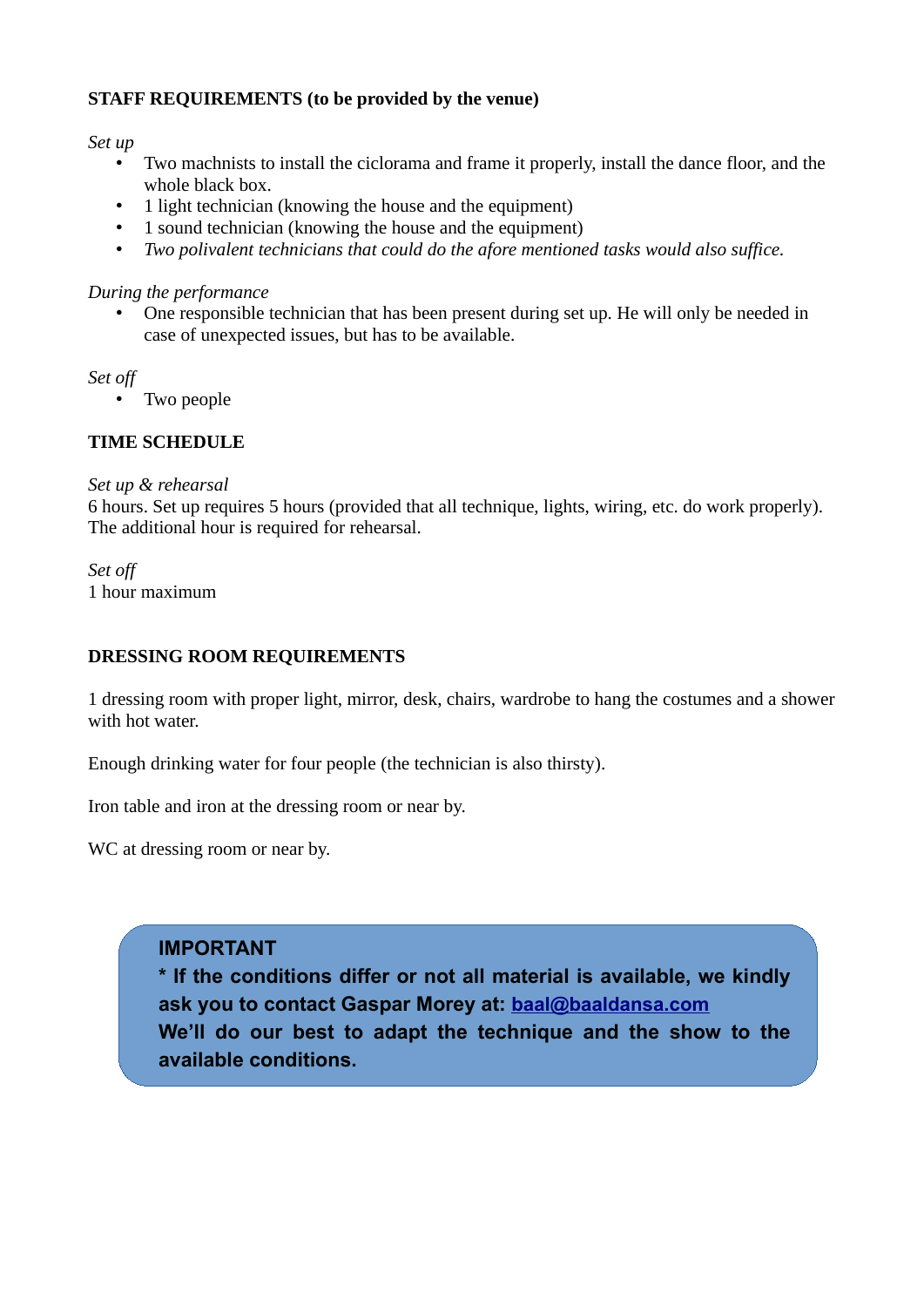## STAFF REQUIREMENTS (to be provided by the venue)

*Set up*

- Two machnists to install the ciclorama and frame it properly, install the dance floor, and the whole black box.
- 1 light technician (knowing the house and the equipment)
- 1 sound technician (knowing the house and the equipment)
- *Two polivalent technicians that could do the afore mentioned tasks would also suffice.*

*During the performance*

- One responsible technician that has been present during set up. He will only be needed in case of unexpected issues, but has to be available.

*Set off*

- Two people

## TIME SCHEDULE

*Set up & rehearsal*

6 hours. Set up requires 5 hours (provided that all technique, lights, wiring, etc. do work properly). The additional hour is required for rehearsal.

*Set off*

1 hour maximum

## DRESSING ROOM REQUIREMENTS

1 dressing room with proper light, mirror, desk, chairs, wardrobe to hang the costumes and a shower with hot water.

Enough drinking water for four people (the technician is also thirsty).

Iron table and iron at the dressing room or near by.

WC at dressing room or near by.

**IMPORTANT**

**\* If the conditions differ or not all material is available, we kindly ask you to contact Gaspar Morey at: baal@baaldansa.com**

**We'll do our best to adapt the technique and the show to the available conditions.**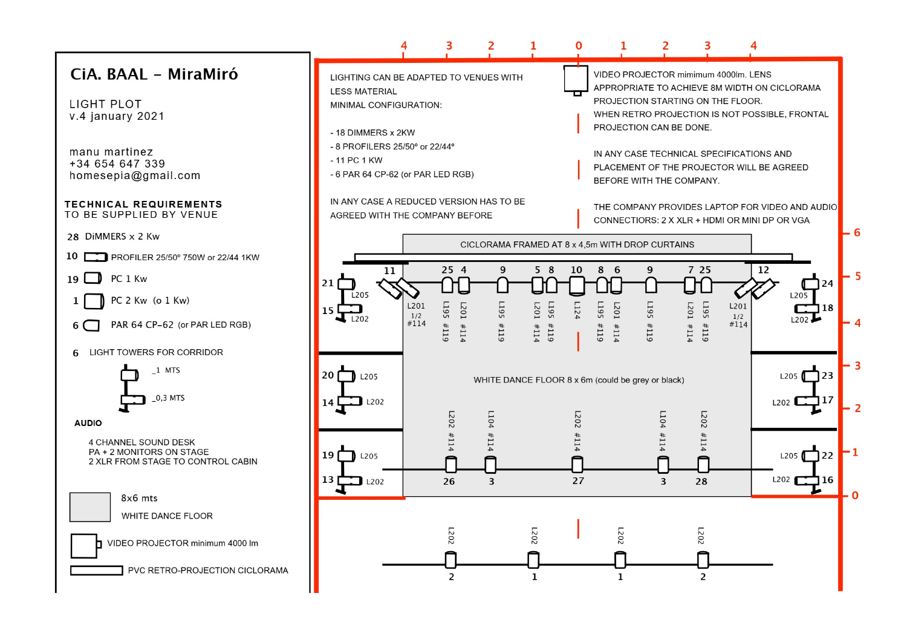# CiA. BAAL – MiraMiró

LIGHT PLOT
v.4 january 2021

manu martinez
+34 654 647 339
homesepia@gmail.com

**TECHNICAL REQUIREMENTS**
TO BE SUPPLIED BY VENUE

28 DiMMERS x 2 Kw

10 PROFILER 25/50º 750W or 22/44 1KW

19 PC 1 Kw

1 PC 2 Kw (o 1 Kw)

6 PAR 64 CP–62 (or PAR LED RGB)

6 LIGHT TOWERS FOR CORRIDOR

_1 MTS

_0,3 MTS

**AUDIO**

4 CHANNEL SOUND DESK
PA + 2 MONITORS ON STAGE
2 XLR FROM STAGE TO CONTROL CABIN

8x6 mts
WHITE DANCE FLOOR

VIDEO PROJECTOR minimum 4000 lm

PVC RETRO-PROJECTION CICLORAMA

LIGHTING CAN BE ADAPTED TO VENUES WITH LESS MATERIAL
MINIMAL CONFIGURATION:

- 18 DIMMERS x 2KW
- 8 PROFILERS 25/50º or 22/44º
- 11 PC 1 KW
- 6 PAR 64 CP-62 (or PAR LED RGB)

IN ANY CASE A REDUCED VERSION HAS TO BE AGREED WITH THE COMPANY BEFORE

VIDEO PROJECTOR mimimum 4000lm. LENS APPROPRIATE TO ACHIEVE 8M WIDTH ON CICLORAMA PROJECTION STARTING ON THE FLOOR.
WHEN RETRO PROJECTION IS NOT POSSIBLE, FRONTAL PROJECTION CAN BE DONE.

IN ANY CASE TECHNICAL SPECIFICATIONS AND PLACEMENT OF THE PROJECTOR WILL BE AGREED BEFORE WITH THE COMPANY.

THE COMPANY PROVIDES LAPTOP FOR VIDEO AND AUDIO
CONNECTORS: 2 X XLR + HDMI OR MINI DP OR VGA

CICLORAMA FRAMED AT 8 x 4,5m WITH DROP CURTAINS

WHITE DANCE FLOOR 8 x 6m (could be grey or black)

4 3 2 1 0 1 2 3 4

6 5 4 3 2 1 0

21 L205
15 L202
11 L201 1/2 #114
25 L195 #119
4 L201 #114
9 L195 #119
5 L201 #114
8 L195 #119
10 L124
8 L195 #119
6 L201 #114
9 L195 #119
7 L201 #114
25 L195 #119
12 L201 1/2 #114
24 L205
18 L202

20 L205
14 L202
23 L205
17 L202

19 L205
13 L202
22 L205
16 L202

26 L202 #114
3 L104 #114
27 L202 #114
3 L104 #114
28 L202 #114

2 L202
1 L202
1 L202
2 L202